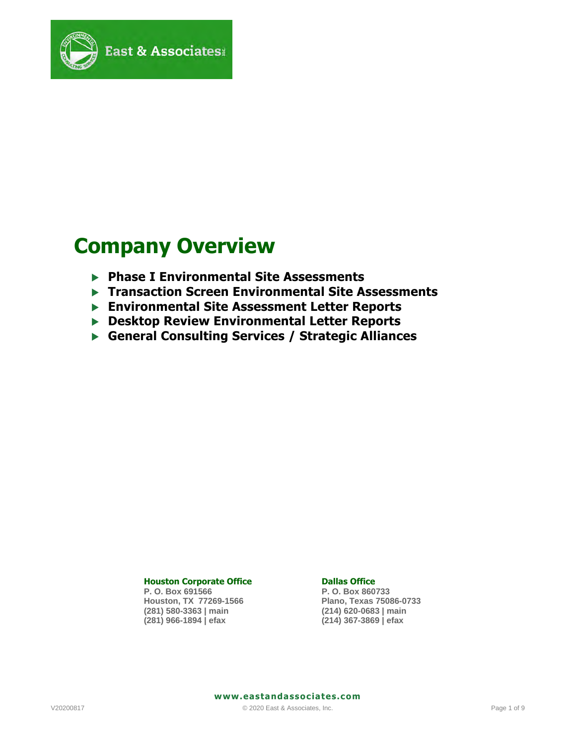East & Associates Inc.

# Company Overview

- **Phase I Environmental Site Assessments**
- **Transaction Screen Environmental Site Assessments**
- **Environmental Site Assessment Letter Reports**
- **Desktop Review Environmental Letter Reports**
- **General Consulting Services / Strategic Alliances**

**Houston Corporate Office**
P. O. Box 691566
Houston, TX 77269-1566
(281) 580-3363 | main
(281) 966-1894 | efax

**Dallas Office**
P. O. Box 860733
Plano, Texas 75086-0733
(214) 620-0683 | main
(214) 367-3869 | efax

**www.eastandassociates.com**

V20200817 © 2020 East & Associates, Inc.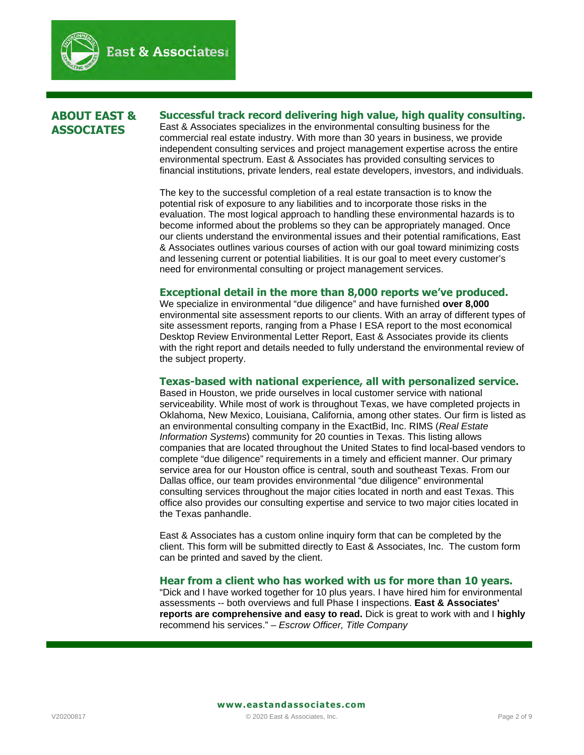## ABOUT EAST & ASSOCIATES

### Successful track record delivering high value, high quality consulting.

East & Associates specializes in the environmental consulting business for the commercial real estate industry. With more than 30 years in business, we provide independent consulting services and project management expertise across the entire environmental spectrum. East & Associates has provided consulting services to financial institutions, private lenders, real estate developers, investors, and individuals.

The key to the successful completion of a real estate transaction is to know the potential risk of exposure to any liabilities and to incorporate those risks in the evaluation. The most logical approach to handling these environmental hazards is to become informed about the problems so they can be appropriately managed. Once our clients understand the environmental issues and their potential ramifications, East & Associates outlines various courses of action with our goal toward minimizing costs and lessening current or potential liabilities. It is our goal to meet every customer's need for environmental consulting or project management services.

### Exceptional detail in the more than 8,000 reports we've produced.

We specialize in environmental "due diligence" and have furnished **over 8,000** environmental site assessment reports to our clients. With an array of different types of site assessment reports, ranging from a Phase I ESA report to the most economical Desktop Review Environmental Letter Report, East & Associates provide its clients with the right report and details needed to fully understand the environmental review of the subject property.

### Texas-based with national experience, all with personalized service.

Based in Houston, we pride ourselves in local customer service with national serviceability. While most of work is throughout Texas, we have completed projects in Oklahoma, New Mexico, Louisiana, California, among other states. Our firm is listed as an environmental consulting company in the ExactBid, Inc. RIMS (*Real Estate Information Systems*) community for 20 counties in Texas. This listing allows companies that are located throughout the United States to find local-based vendors to complete "due diligence" requirements in a timely and efficient manner. Our primary service area for our Houston office is central, south and southeast Texas. From our Dallas office, our team provides environmental "due diligence" environmental consulting services throughout the major cities located in north and east Texas. This office also provides our consulting expertise and service to two major cities located in the Texas panhandle.

East & Associates has a custom online inquiry form that can be completed by the client. This form will be submitted directly to East & Associates, Inc. The custom form can be printed and saved by the client.

### Hear from a client who has worked with us for more than 10 years.

"Dick and I have worked together for 10 plus years. I have hired him for environmental assessments -- both overviews and full Phase I inspections. **East & Associates' reports are comprehensive and easy to read.** Dick is great to work with and I **highly** recommend his services." – *Escrow Officer, Title Company*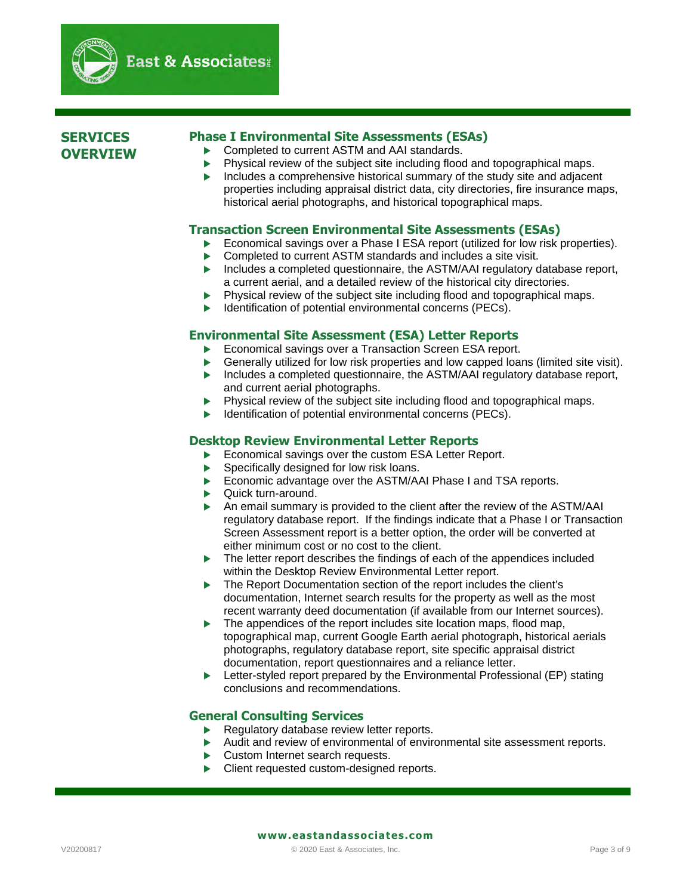## SERVICES OVERVIEW

### Phase I Environmental Site Assessments (ESAs)

- Completed to current ASTM and AAI standards.
- Physical review of the subject site including flood and topographical maps.
- Includes a comprehensive historical summary of the study site and adjacent properties including appraisal district data, city directories, fire insurance maps, historical aerial photographs, and historical topographical maps.

### Transaction Screen Environmental Site Assessments (ESAs)

- Economical savings over a Phase I ESA report (utilized for low risk properties).
- Completed to current ASTM standards and includes a site visit.
- Includes a completed questionnaire, the ASTM/AAI regulatory database report, a current aerial, and a detailed review of the historical city directories.
- Physical review of the subject site including flood and topographical maps.
- Identification of potential environmental concerns (PECs).

### Environmental Site Assessment (ESA) Letter Reports

- Economical savings over a Transaction Screen ESA report.
- Generally utilized for low risk properties and low capped loans (limited site visit).
- Includes a completed questionnaire, the ASTM/AAI regulatory database report, and current aerial photographs.
- Physical review of the subject site including flood and topographical maps.
- Identification of potential environmental concerns (PECs).

### Desktop Review Environmental Letter Reports

- Economical savings over the custom ESA Letter Report.
- Specifically designed for low risk loans.
- Economic advantage over the ASTM/AAI Phase I and TSA reports.
- Quick turn-around.
- An email summary is provided to the client after the review of the ASTM/AAI regulatory database report. If the findings indicate that a Phase I or Transaction Screen Assessment report is a better option, the order will be converted at either minimum cost or no cost to the client.
- The letter report describes the findings of each of the appendices included within the Desktop Review Environmental Letter report.
- The Report Documentation section of the report includes the client's documentation, Internet search results for the property as well as the most recent warranty deed documentation (if available from our Internet sources).
- The appendices of the report includes site location maps, flood map, topographical map, current Google Earth aerial photograph, historical aerials photographs, regulatory database report, site specific appraisal district documentation, report questionnaires and a reliance letter.
- Letter-styled report prepared by the Environmental Professional (EP) stating conclusions and recommendations.

### General Consulting Services

- Regulatory database review letter reports.
- Audit and review of environmental of environmental site assessment reports.
- Custom Internet search requests.
- Client requested custom-designed reports.

**www.eastandassociates.com**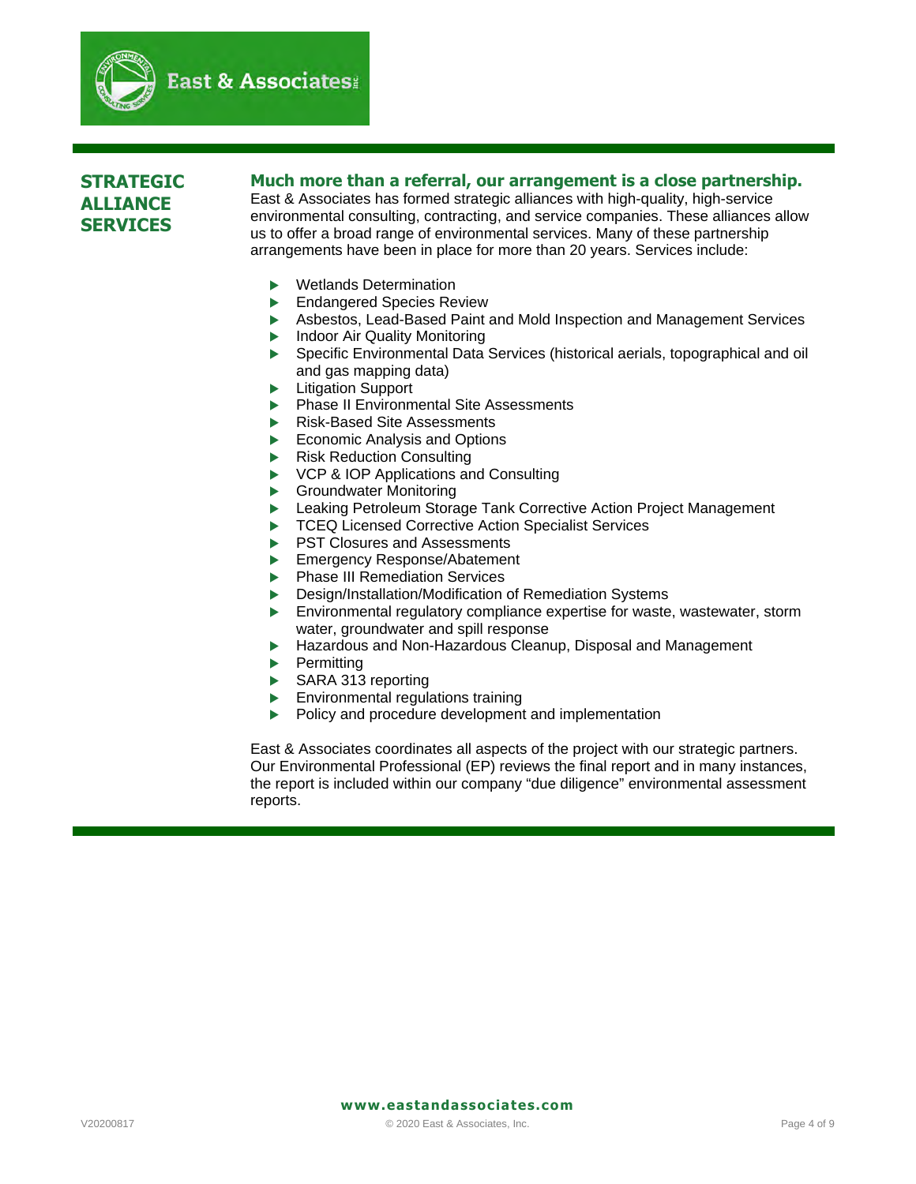## STRATEGIC ALLIANCE SERVICES

### Much more than a referral, our arrangement is a close partnership.

East & Associates has formed strategic alliances with high-quality, high-service environmental consulting, contracting, and service companies. These alliances allow us to offer a broad range of environmental services. Many of these partnership arrangements have been in place for more than 20 years. Services include:

- Wetlands Determination
- Endangered Species Review
- Asbestos, Lead-Based Paint and Mold Inspection and Management Services
- Indoor Air Quality Monitoring
- Specific Environmental Data Services (historical aerials, topographical and oil and gas mapping data)
- Litigation Support
- Phase II Environmental Site Assessments
- Risk-Based Site Assessments
- Economic Analysis and Options
- Risk Reduction Consulting
- VCP & IOP Applications and Consulting
- Groundwater Monitoring
- Leaking Petroleum Storage Tank Corrective Action Project Management
- TCEQ Licensed Corrective Action Specialist Services
- PST Closures and Assessments
- Emergency Response/Abatement
- Phase III Remediation Services
- Design/Installation/Modification of Remediation Systems
- Environmental regulatory compliance expertise for waste, wastewater, storm water, groundwater and spill response
- Hazardous and Non-Hazardous Cleanup, Disposal and Management
- Permitting
- SARA 313 reporting
- Environmental regulations training
- Policy and procedure development and implementation

East & Associates coordinates all aspects of the project with our strategic partners. Our Environmental Professional (EP) reviews the final report and in many instances, the report is included within our company "due diligence" environmental assessment reports.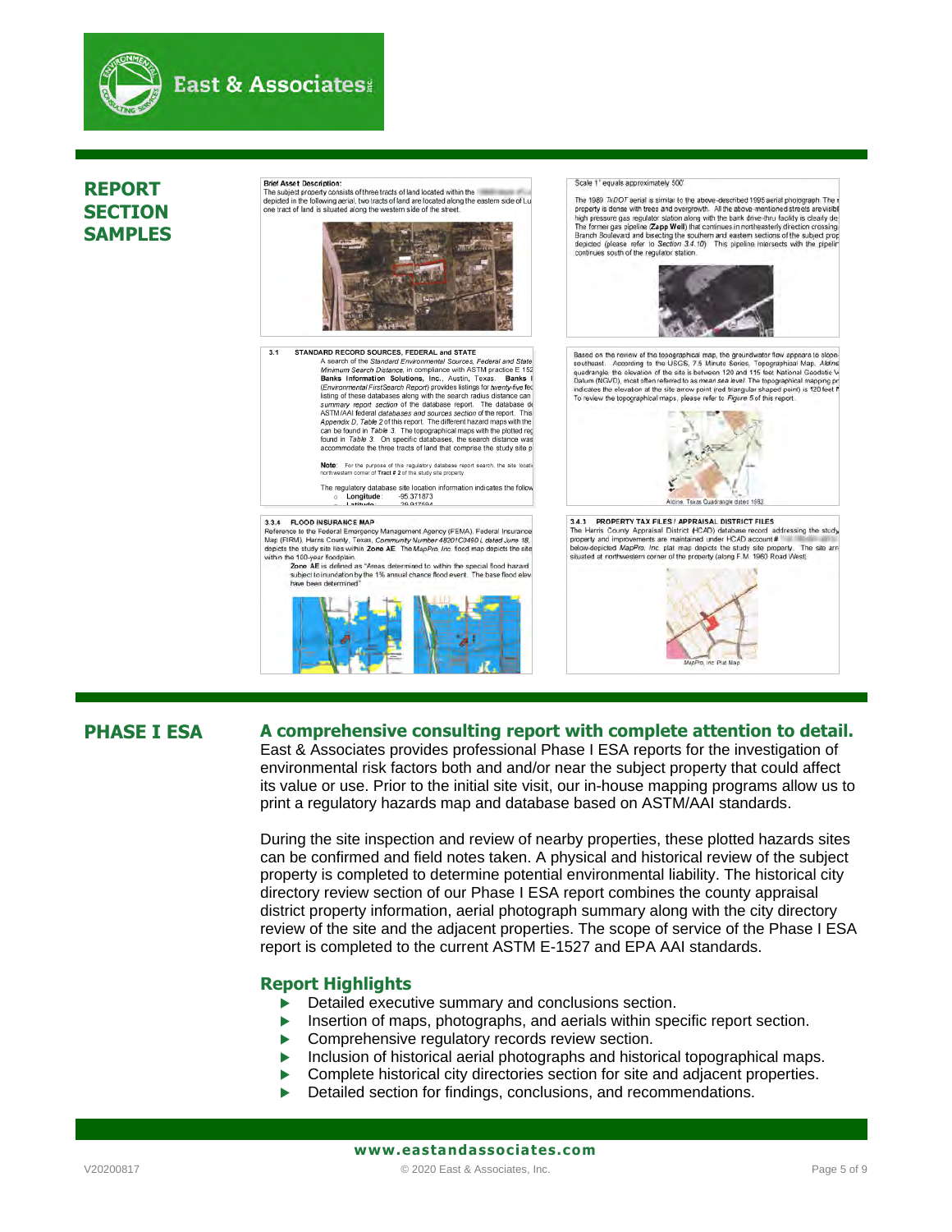# REPORT SECTION SAMPLES

**Brief Asset Description:**
The subject property consists of three tracts of land located within the ... depicted in the following aerial, two tracts of land are located along the eastern side of Lu... one tract of land is situated along the western side of the street.

Scale 1" equals approximately 500'

The 1989 *TxDOT* aerial is similar to the above-described 1995 aerial photograph. The s... property is dense with trees and overgrowth. All the above-mentioned streets are visibl... high pressure gas regulator station along with the bank drive-thru facility is clearly de... The former gas pipeline (**Zapp Well**) that continues in northeasterly direction crossing... Branch Boulevard and bisecting the southern and eastern sections of the subject prop... depicted (please refer to *Section 3.4.10*). This pipeline intersects with the pipelin... continues south of the regulator station.

**3.1 STANDARD RECORD SOURCES, FEDERAL and STATE**

A search of the *Standard Environmental Sources, Federal and State Minimum Search Distance*, in compliance with ASTM practice E 152... **Banks Information Solutions, Inc.**, Austin, Texas. **Banks I...** (*Environmental FirstSearch Report*) provides listings for *twenty-five* fed... listing of these databases along with the search radius distance can... *summary report section* of the database report. The database de... ASTM/AAI federal *databases and sources section* of the report. This... *Appendix D, Table 2* of this report. The different hazard maps with the... can be found in *Table 3*. The topographical maps with the plotted reg... found in *Table 3*. On specific databases, the search distance was... accommodate the three tracts of land that comprise the study site p...

**Note**: For the purpose of this regulatory database report search, the site locati... northwestern corner of **Tract # 2** of the study site property.

The regulatory database site location information indicates the follow...
- **Longitude**: -95.371873
- **Latitude**: 29.917594

Based on the review of the topographical map, the groundwater flow appears to slope... southeast. According to the USGS, 7.5 Minute Series, Topographical Map, *Aldine* quadrangle, the elevation of the site is between 120 and 115 feet National Geodetic V... Datum (NGVD), most often referred to as *mean sea level*. The topographical mapping pr... indicates the elevation at the site arrow point (red triangular shaped point) is 120 feet ... To review the topographical maps, please refer to *Figure 5* of this report.

Aldine, Texas Quadrangle dated 1982

**3.3.4 FLOOD INSURANCE MAP**

Reference to the Federal Emergency Management Agency (FEMA), Federal Insurance Map (FIRM), Harris County, Texas, *Community Number 48201C0460 L dated June 18,* depicts the study site lies within **Zone AE**. The *MapPro, Inc.* flood map depicts the site within the 100-year floodplain.

**Zone AE** is defined as "Areas determined to within the special flood hazard subject to inundation by the 1% annual chance flood event. The base flood elev... have been determined".

**3.4.1 PROPERTY TAX FILES / APPRAISAL DISTRICT FILES**

The Harris County Appraisal District (HCAD) database record addressing the study property and improvements are maintained under HCAD account # ... below-depicted *MapPro, Inc.* plat map depicts the study site property. The site arr... situated at northwestern corner of the property (along F.M. 1960 Road West).

MapPro, Inc. Plat Map

# PHASE I ESA

## A comprehensive consulting report with complete attention to detail.

East & Associates provides professional Phase I ESA reports for the investigation of environmental risk factors both and and/or near the subject property that could affect its value or use. Prior to the initial site visit, our in-house mapping programs allow us to print a regulatory hazards map and database based on ASTM/AAI standards.

During the site inspection and review of nearby properties, these plotted hazards sites can be confirmed and field notes taken. A physical and historical review of the subject property is completed to determine potential environmental liability. The historical city directory review section of our Phase I ESA report combines the county appraisal district property information, aerial photograph summary along with the city directory review of the site and the adjacent properties. The scope of service of the Phase I ESA report is completed to the current ASTM E-1527 and EPA AAI standards.

## Report Highlights

- Detailed executive summary and conclusions section.
- Insertion of maps, photographs, and aerials within specific report section.
- Comprehensive regulatory records review section.
- Inclusion of historical aerial photographs and historical topographical maps.
- Complete historical city directories section for site and adjacent properties.
- Detailed section for findings, conclusions, and recommendations.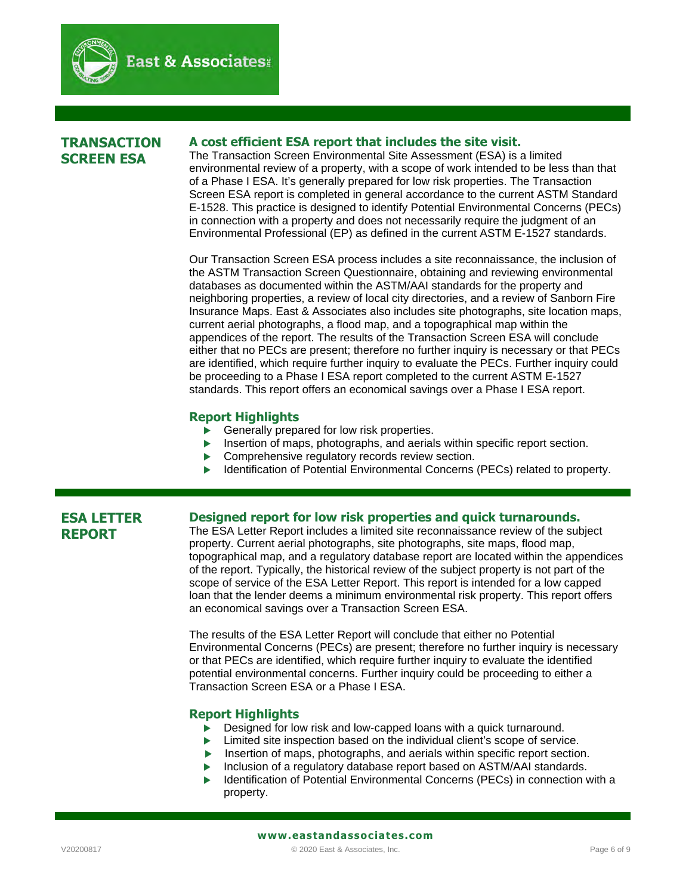## TRANSACTION SCREEN ESA

### A cost efficient ESA report that includes the site visit.

The Transaction Screen Environmental Site Assessment (ESA) is a limited environmental review of a property, with a scope of work intended to be less than that of a Phase I ESA. It's generally prepared for low risk properties. The Transaction Screen ESA report is completed in general accordance to the current ASTM Standard E-1528. This practice is designed to identify Potential Environmental Concerns (PECs) in connection with a property and does not necessarily require the judgment of an Environmental Professional (EP) as defined in the current ASTM E-1527 standards.

Our Transaction Screen ESA process includes a site reconnaissance, the inclusion of the ASTM Transaction Screen Questionnaire, obtaining and reviewing environmental databases as documented within the ASTM/AAI standards for the property and neighboring properties, a review of local city directories, and a review of Sanborn Fire Insurance Maps. East & Associates also includes site photographs, site location maps, current aerial photographs, a flood map, and a topographical map within the appendices of the report. The results of the Transaction Screen ESA will conclude either that no PECs are present; therefore no further inquiry is necessary or that PECs are identified, which require further inquiry to evaluate the PECs. Further inquiry could be proceeding to a Phase I ESA report completed to the current ASTM E-1527 standards. This report offers an economical savings over a Phase I ESA report.

### Report Highlights

- Generally prepared for low risk properties.
- Insertion of maps, photographs, and aerials within specific report section.
- Comprehensive regulatory records review section.
- Identification of Potential Environmental Concerns (PECs) related to property.

## ESA LETTER REPORT

### Designed report for low risk properties and quick turnarounds.

The ESA Letter Report includes a limited site reconnaissance review of the subject property. Current aerial photographs, site photographs, site maps, flood map, topographical map, and a regulatory database report are located within the appendices of the report. Typically, the historical review of the subject property is not part of the scope of service of the ESA Letter Report. This report is intended for a low capped loan that the lender deems a minimum environmental risk property. This report offers an economical savings over a Transaction Screen ESA.

The results of the ESA Letter Report will conclude that either no Potential Environmental Concerns (PECs) are present; therefore no further inquiry is necessary or that PECs are identified, which require further inquiry to evaluate the identified potential environmental concerns. Further inquiry could be proceeding to either a Transaction Screen ESA or a Phase I ESA.

### Report Highlights

- Designed for low risk and low-capped loans with a quick turnaround.
- Limited site inspection based on the individual client's scope of service.
- Insertion of maps, photographs, and aerials within specific report section.
- Inclusion of a regulatory database report based on ASTM/AAI standards.
- Identification of Potential Environmental Concerns (PECs) in connection with a property.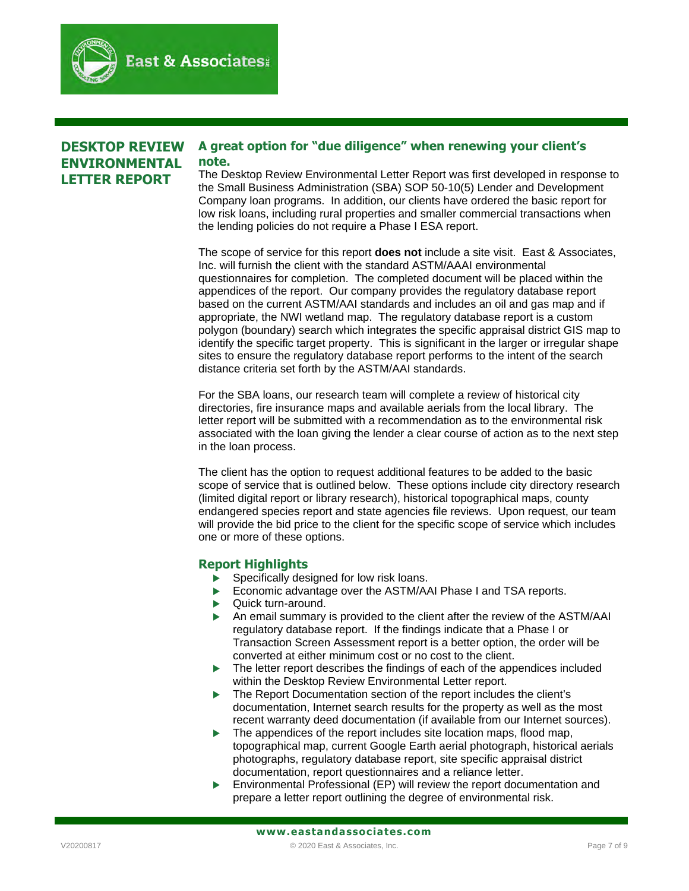# DESKTOP REVIEW ENVIRONMENTAL LETTER REPORT

## A great option for "due diligence" when renewing your client's note.

The Desktop Review Environmental Letter Report was first developed in response to the Small Business Administration (SBA) SOP 50-10(5) Lender and Development Company loan programs. In addition, our clients have ordered the basic report for low risk loans, including rural properties and smaller commercial transactions when the lending policies do not require a Phase I ESA report.

The scope of service for this report **does not** include a site visit. East & Associates, Inc. will furnish the client with the standard ASTM/AAAI environmental questionnaires for completion. The completed document will be placed within the appendices of the report. Our company provides the regulatory database report based on the current ASTM/AAI standards and includes an oil and gas map and if appropriate, the NWI wetland map. The regulatory database report is a custom polygon (boundary) search which integrates the specific appraisal district GIS map to identify the specific target property. This is significant in the larger or irregular shape sites to ensure the regulatory database report performs to the intent of the search distance criteria set forth by the ASTM/AAI standards.

For the SBA loans, our research team will complete a review of historical city directories, fire insurance maps and available aerials from the local library. The letter report will be submitted with a recommendation as to the environmental risk associated with the loan giving the lender a clear course of action as to the next step in the loan process.

The client has the option to request additional features to be added to the basic scope of service that is outlined below. These options include city directory research (limited digital report or library research), historical topographical maps, county endangered species report and state agencies file reviews. Upon request, our team will provide the bid price to the client for the specific scope of service which includes one or more of these options.

### Report Highlights

- Specifically designed for low risk loans.
- Economic advantage over the ASTM/AAI Phase I and TSA reports.
- Quick turn-around.
- An email summary is provided to the client after the review of the ASTM/AAI regulatory database report. If the findings indicate that a Phase I or Transaction Screen Assessment report is a better option, the order will be converted at either minimum cost or no cost to the client.
- The letter report describes the findings of each of the appendices included within the Desktop Review Environmental Letter report.
- The Report Documentation section of the report includes the client's documentation, Internet search results for the property as well as the most recent warranty deed documentation (if available from our Internet sources).
- The appendices of the report includes site location maps, flood map, topographical map, current Google Earth aerial photograph, historical aerials photographs, regulatory database report, site specific appraisal district documentation, report questionnaires and a reliance letter.
- Environmental Professional (EP) will review the report documentation and prepare a letter report outlining the degree of environmental risk.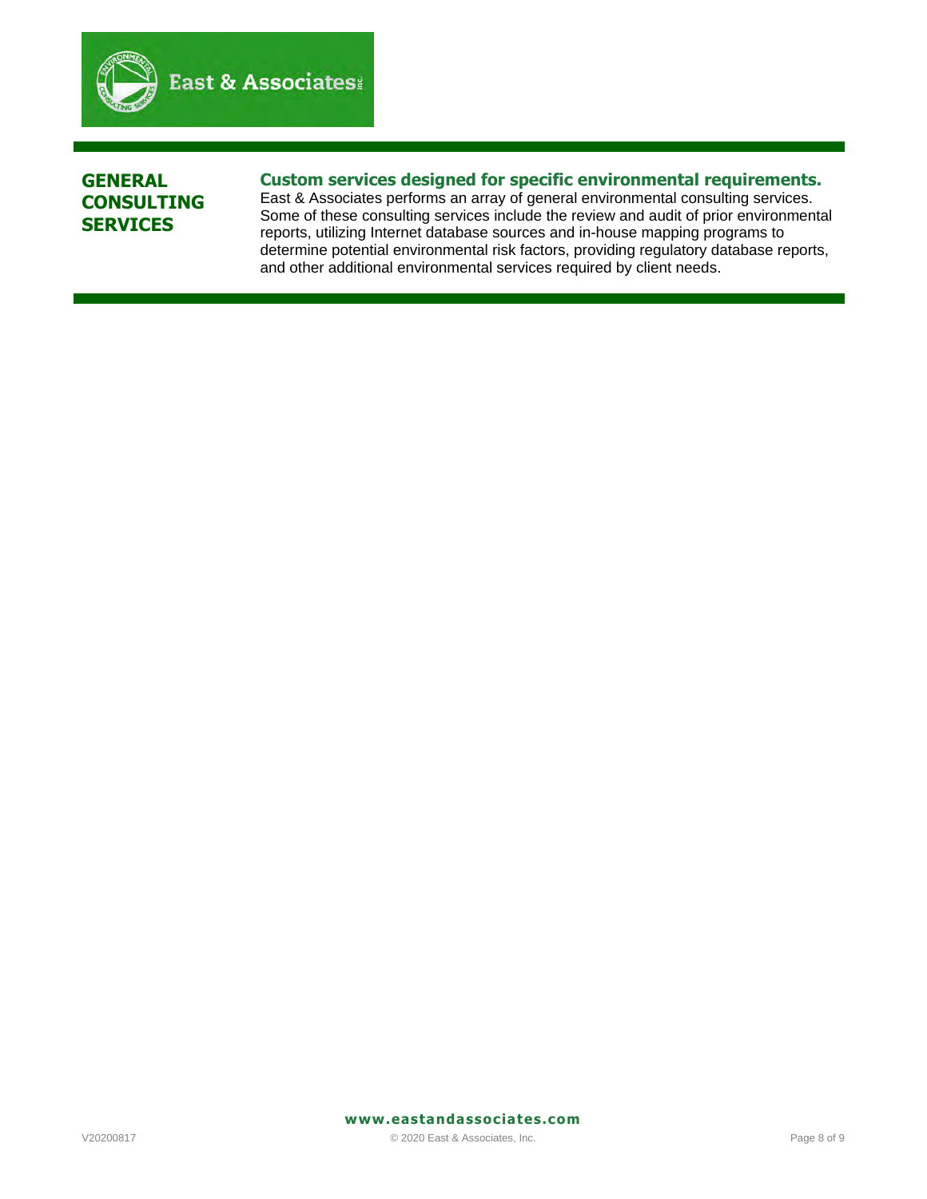## GENERAL CONSULTING SERVICES

### Custom services designed for specific environmental requirements.

East & Associates performs an array of general environmental consulting services. Some of these consulting services include the review and audit of prior environmental reports, utilizing Internet database sources and in-house mapping programs to determine potential environmental risk factors, providing regulatory database reports, and other additional environmental services required by client needs.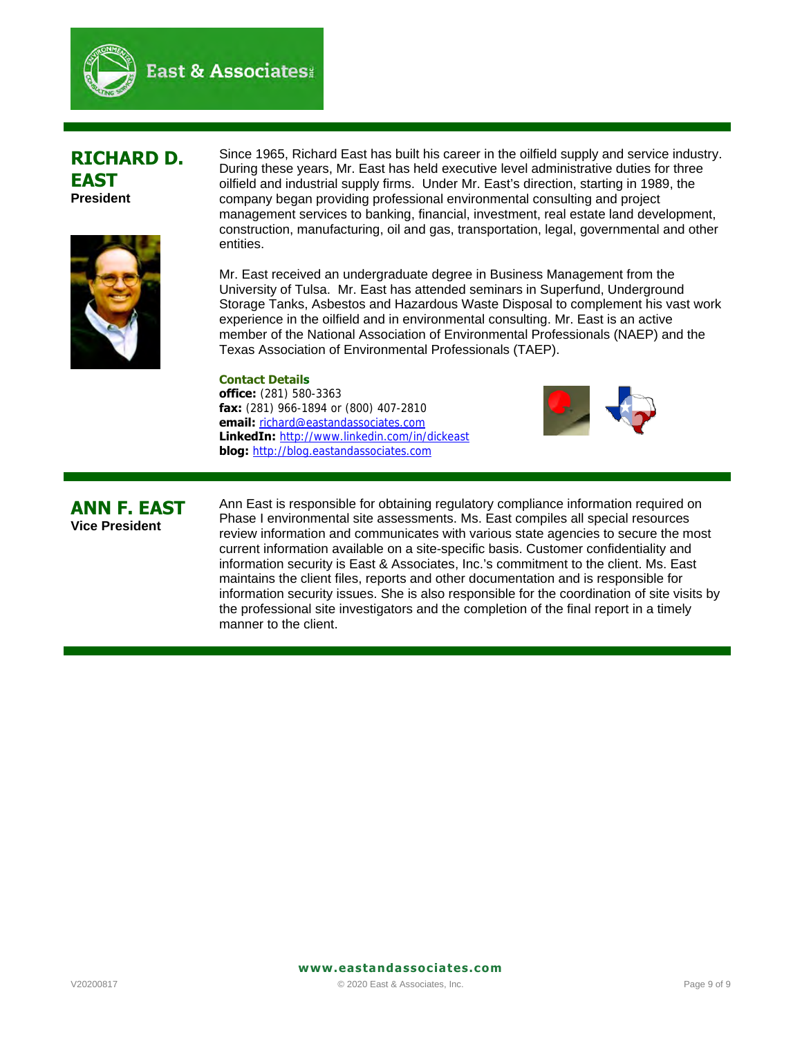## RICHARD D. EAST

**President**

Since 1965, Richard East has built his career in the oilfield supply and service industry. During these years, Mr. East has held executive level administrative duties for three oilfield and industrial supply firms. Under Mr. East's direction, starting in 1989, the company began providing professional environmental consulting and project management services to banking, financial, investment, real estate land development, construction, manufacturing, oil and gas, transportation, legal, governmental and other entities.

Mr. East received an undergraduate degree in Business Management from the University of Tulsa. Mr. East has attended seminars in Superfund, Underground Storage Tanks, Asbestos and Hazardous Waste Disposal to complement his vast work experience in the oilfield and in environmental consulting. Mr. East is an active member of the National Association of Environmental Professionals (NAEP) and the Texas Association of Environmental Professionals (TAEP).

**Contact Details**
**office:** (281) 580-3363
**fax:** (281) 966-1894 or (800) 407-2810
**email:** richard@eastandassociates.com
**LinkedIn:** http://www.linkedin.com/in/dickeast
**blog:** http://blog.eastandassociates.com

## ANN F. EAST

**Vice President**

Ann East is responsible for obtaining regulatory compliance information required on Phase I environmental site assessments. Ms. East compiles all special resources review information and communicates with various state agencies to secure the most current information available on a site-specific basis. Customer confidentiality and information security is East & Associates, Inc.'s commitment to the client. Ms. East maintains the client files, reports and other documentation and is responsible for information security issues. She is also responsible for the coordination of site visits by the professional site investigators and the completion of the final report in a timely manner to the client.